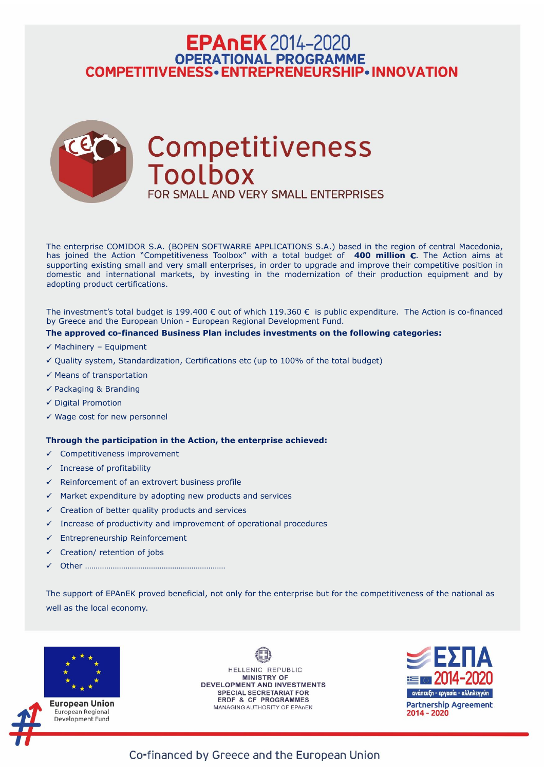# EPAnEK 2014-2020
## OPERATIONAL PROGRAMME
## COMPETITIVENESS • ENTREPRENEURSHIP • INNOVATION

# Competitiveness Toolbox
### FOR SMALL AND VERY SMALL ENTERPRISES

The enterprise COMIDOR S.A. (BOPEN SOFTWARRE APPLICATIONS S.A.) based in the region of central Macedonia, has joined the Action "Competitiveness Toolbox" with a total budget of **400 million €**. The Action aims at supporting existing small and very small enterprises, in order to upgrade and improve their competitive position in domestic and international markets, by investing in the modernization of their production equipment and by adopting product certifications.

The investment's total budget is 199.400 € out of which 119.360 € is public expenditure. The Action is co-financed by Greece and the European Union - European Regional Development Fund.

**The approved co-financed Business Plan includes investments on the following categories:**

- ✓ Machinery – Equipment
- ✓ Quality system, Standardization, Certifications etc (up to 100% of the total budget)
- ✓ Means of transportation
- ✓ Packaging & Branding
- ✓ Digital Promotion
- ✓ Wage cost for new personnel

**Through the participation in the Action, the enterprise achieved:**

- ✓ Competitiveness improvement
- ✓ Increase of profitability
- ✓ Reinforcement of an extrovert business profile
- ✓ Market expenditure by adopting new products and services
- ✓ Creation of better quality products and services
- ✓ Increase of productivity and improvement of operational procedures
- ✓ Entrepreneurship Reinforcement
- ✓ Creation/ retention of jobs
- ✓ Other ……………………………………………………………

The support of EPAnEK proved beneficial, not only for the enterprise but for the competitiveness of the national as well as the local economy.

European Union
European Regional Development Fund

HELLENIC REPUBLIC
MINISTRY OF DEVELOPMENT AND INVESTMENTS
SPECIAL SECRETARIAT FOR ERDF & CF PROGRAMMES
MANAGING AUTHORITY OF EPAnEK

ΕΣΠΑ 2014-2020
ανάπτυξη - εργασία - αλληλεγγύη
Partnership Agreement 2014 - 2020

Co-financed by Greece and the European Union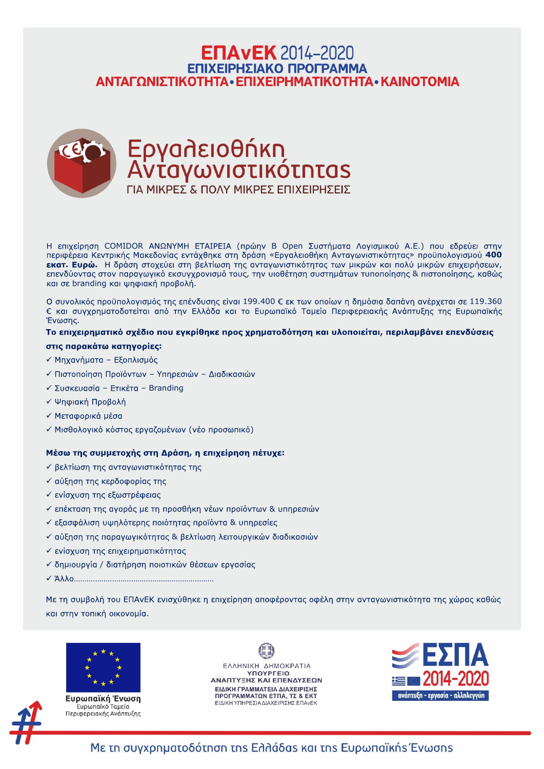# ΕΠΑνΕΚ 2014-2020
## ΕΠΙΧΕΙΡΗΣΙΑΚΟ ΠΡΟΓΡΑΜΜΑ
## ΑΝΤΑΓΩΝΙΣΤΙΚΟΤΗΤΑ • ΕΠΙΧΕΙΡΗΜΑΤΙΚΟΤΗΤΑ • ΚΑΙΝΟΤΟΜΙΑ

# Εργαλειοθήκη Ανταγωνιστικότητας
## ΓΙΑ ΜΙΚΡΕΣ & ΠΟΛΥ ΜΙΚΡΕΣ ΕΠΙΧΕΙΡΗΣΕΙΣ

Η επιχείρηση COMIDOR ΑΝΩΝΥΜΗ ΕΤΑΙΡΕΙΑ (πρώην B Open Συστήματα Λογισμικού Α.Ε.) που εδρεύει στην περιφέρεια Κεντρικής Μακεδονίας εντάχθηκε στη δράση «Εργαλειοθήκη Ανταγωνιστικότητας» προϋπολογισμού **400 εκατ. Ευρώ.** Η δράση στοχεύει στη βελτίωση της ανταγωνιστικότητας των μικρών και πολύ μικρών επιχειρήσεων, επενδύοντας στον παραγωγικό εκσυγχρονισμό τους, την υιοθέτηση συστημάτων τυποποίησης & πιστοποίησης, καθώς και σε branding και ψηφιακή προβολή.

Ο συνολικός προϋπολογισμός της επένδυσης είναι 199.400 € εκ των οποίων η δημόσια δαπάνη ανέρχεται σε 119.360 € και συγχρηματοδοτείται από την Ελλάδα και το Ευρωπαϊκό Ταμείο Περιφερειακής Ανάπτυξης της Ευρωπαϊκής Ένωσης.

**Το επιχειρηματικό σχέδιο που εγκρίθηκε προς χρηματοδότηση και υλοποιείται, περιλαμβάνει επενδύσεις στις παρακάτω κατηγορίες:**

- ✓ Μηχανήματα – Εξοπλισμός
- ✓ Πιστοποίηση Προϊόντων – Υπηρεσιών – Διαδικασιών
- ✓ Συσκευασία – Ετικέτα – Branding
- ✓ Ψηφιακή Προβολή
- ✓ Μεταφορικά μέσα
- ✓ Μισθολογικό κόστος εργαζομένων (νέο προσωπικό)

**Μέσω της συμμετοχής στη Δράση, η επιχείρηση πέτυχε:**

- ✓ βελτίωση της ανταγωνιστικότητας της
- ✓ αύξηση της κερδοφορίας της
- ✓ ενίσχυση της εξωστρέφειας
- ✓ επέκταση της αγοράς με τη προσθήκη νέων προϊόντων & υπηρεσιών
- ✓ εξασφάλιση υψηλότερης ποιότητας προϊόντα & υπηρεσίες
- ✓ αύξηση της παραγωγικότητας & βελτίωση λειτουργικών διαδικασιών
- ✓ ενίσχυση της επιχειρηματικότητας
- ✓ δημιουργία / διατήρηση ποιοτικών θέσεων εργασίας
- ✓ Άλλο.................................................................

Με τη συμβολή του ΕΠΑνΕΚ ενισχύθηκε η επιχείρηση αποφέροντας οφέλη στην ανταγωνιστικότητα της χώρας καθώς και στην τοπική οικονομία.

Ευρωπαϊκή Ένωση
Ευρωπαϊκό Ταμείο
Περιφερειακής Ανάπτυξης

ΕΛΛΗΝΙΚΗ ΔΗΜΟΚΡΑΤΙΑ
ΥΠΟΥΡΓΕΙΟ
ΑΝΑΠΤΥΞΗΣ ΚΑΙ ΕΠΕΝΔΥΣΕΩΝ
ΕΙΔΙΚΗ ΓΡΑΜΜΑΤΕΙΑ ΔΙΑΧΕΙΡΙΣΗΣ
ΠΡΟΓΡΑΜΜΑΤΩΝ ΕΤΠΑ, ΤΣ & ΕΚΤ
ΕΙΔΙΚΗ ΥΠΗΡΕΣΙΑ ΔΙΑΧΕΙΡΙΣΗΣ ΕΠΑνΕΚ

ΕΣΠΑ 2014-2020
ανάπτυξη - εργασία - αλληλεγγύη

Με τη συγχρηματοδότηση της Ελλάδας και της Ευρωπαϊκής Ένωσης